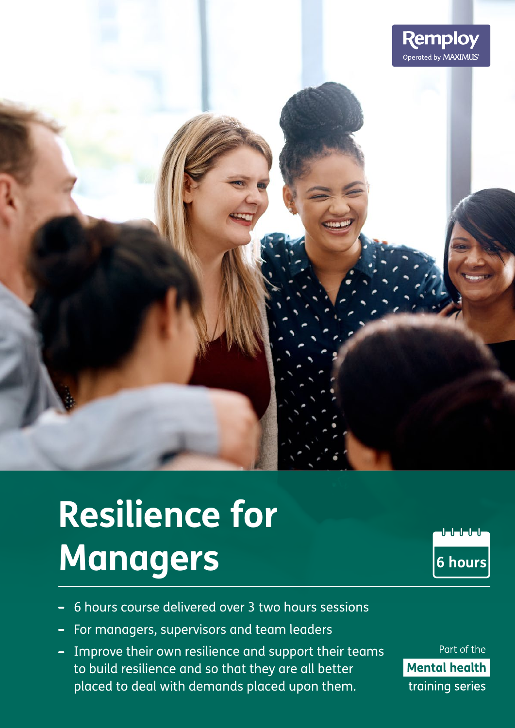Remploy
Operated by MAXIMUS

# Resilience for Managers

6 hours

- 6 hours course delivered over 3 two hours sessions
- For managers, supervisors and team leaders
- Improve their own resilience and support their teams to build resilience and so that they are all better placed to deal with demands placed upon them.

Part of the **Mental health** training series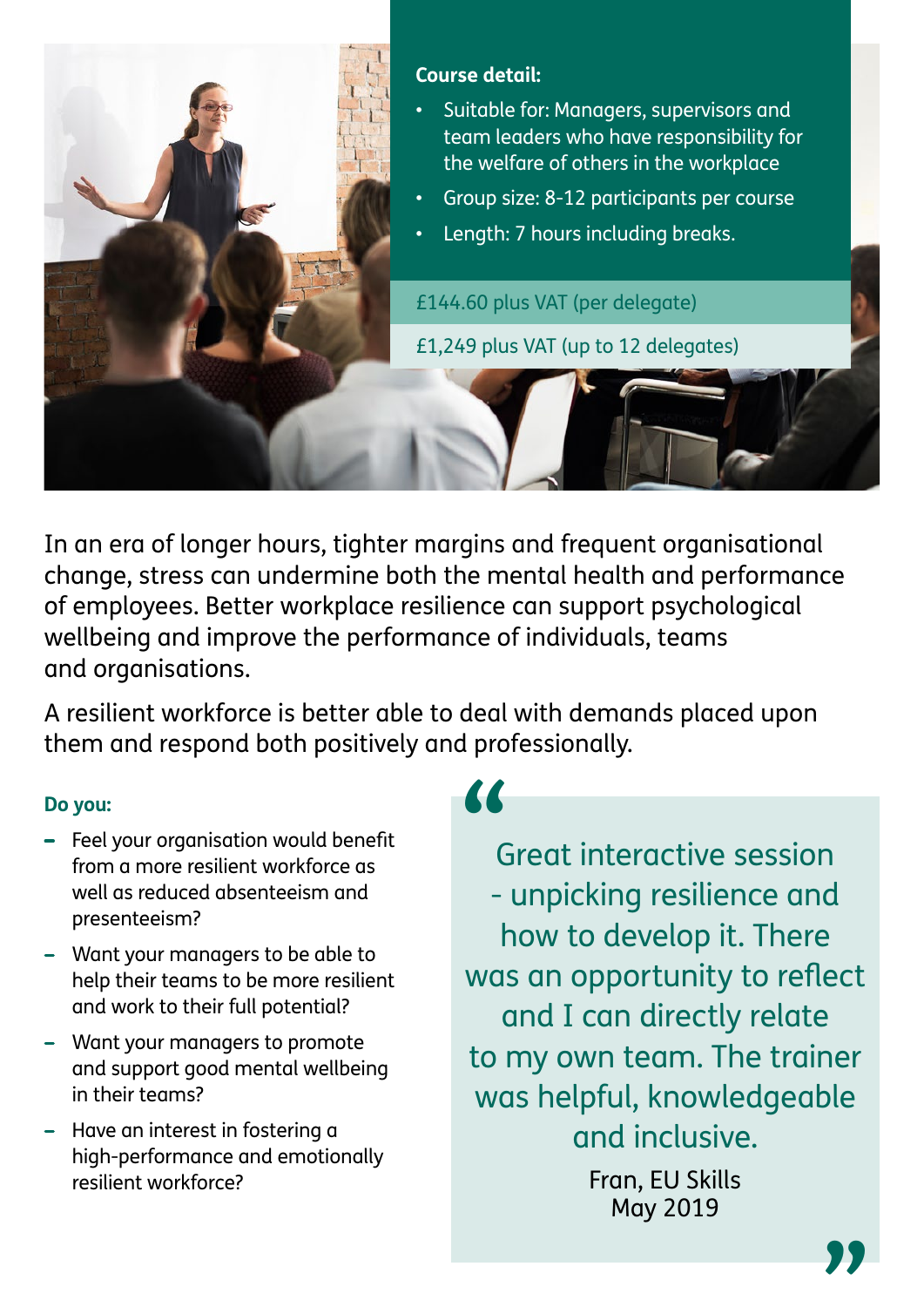**Course detail:**

- Suitable for: Managers, supervisors and team leaders who have responsibility for the welfare of others in the workplace
- Group size: 8-12 participants per course
- Length: 7 hours including breaks.

£144.60 plus VAT (per delegate)

£1,249 plus VAT (up to 12 delegates)

In an era of longer hours, tighter margins and frequent organisational change, stress can undermine both the mental health and performance of employees. Better workplace resilience can support psychological wellbeing and improve the performance of individuals, teams and organisations.

A resilient workforce is better able to deal with demands placed upon them and respond both positively and professionally.

**Do you:**

- Feel your organisation would benefit from a more resilient workforce as well as reduced absenteeism and presenteeism?
- Want your managers to be able to help their teams to be more resilient and work to their full potential?
- Want your managers to promote and support good mental wellbeing in their teams?
- Have an interest in fostering a high-performance and emotionally resilient workforce?

> "Great interactive session - unpicking resilience and how to develop it. There was an opportunity to reflect and I can directly relate to my own team. The trainer was helpful, knowledgeable and inclusive."
>
> Fran, EU Skills
> May 2019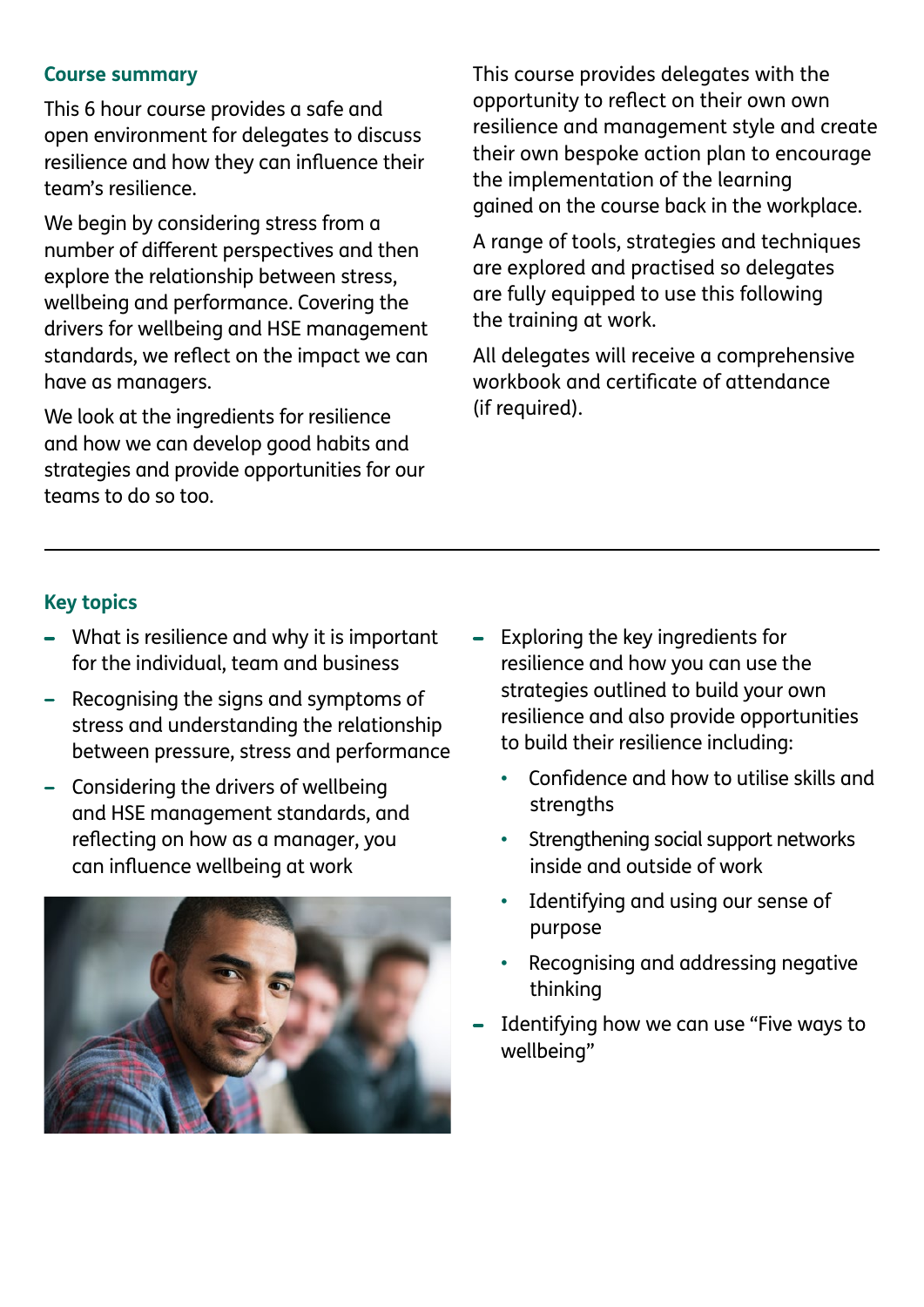## Course summary

This 6 hour course provides a safe and open environment for delegates to discuss resilience and how they can influence their team's resilience.

We begin by considering stress from a number of different perspectives and then explore the relationship between stress, wellbeing and performance. Covering the drivers for wellbeing and HSE management standards, we reflect on the impact we can have as managers.

We look at the ingredients for resilience and how we can develop good habits and strategies and provide opportunities for our teams to do so too.

This course provides delegates with the opportunity to reflect on their own own resilience and management style and create their own bespoke action plan to encourage the implementation of the learning gained on the course back in the workplace.

A range of tools, strategies and techniques are explored and practised so delegates are fully equipped to use this following the training at work.

All delegates will receive a comprehensive workbook and certificate of attendance (if required).

---

## Key topics

- What is resilience and why it is important for the individual, team and business
- Recognising the signs and symptoms of stress and understanding the relationship between pressure, stress and performance
- Considering the drivers of wellbeing and HSE management standards, and reflecting on how as a manager, you can influence wellbeing at work
- Exploring the key ingredients for resilience and how you can use the strategies outlined to build your own resilience and also provide opportunities to build their resilience including:
  - Confidence and how to utilise skills and strengths
  - Strengthening social support networks inside and outside of work
  - Identifying and using our sense of purpose
  - Recognising and addressing negative thinking
- Identifying how we can use "Five ways to wellbeing"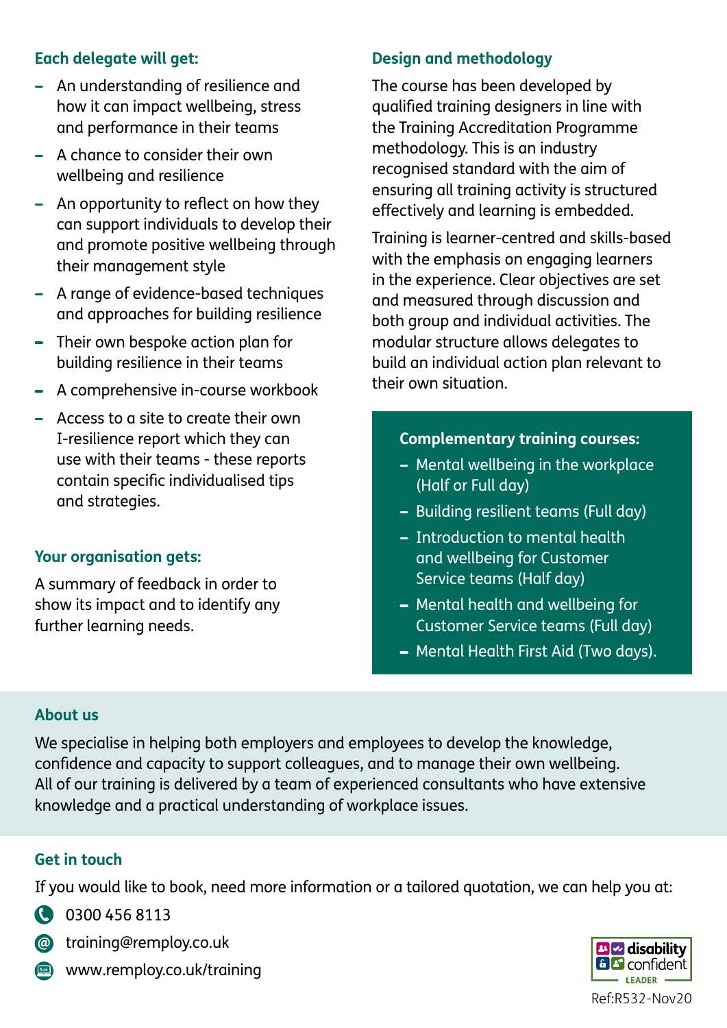### Each delegate will get:

- An understanding of resilience and how it can impact wellbeing, stress and performance in their teams
- A chance to consider their own wellbeing and resilience
- An opportunity to reflect on how they can support individuals to develop their and promote positive wellbeing through their management style
- A range of evidence-based techniques and approaches for building resilience
- Their own bespoke action plan for building resilience in their teams
- A comprehensive in-course workbook
- Access to a site to create their own I-resilience report which they can use with their teams - these reports contain specific individualised tips and strategies.

### Your organisation gets:

A summary of feedback in order to show its impact and to identify any further learning needs.

### Design and methodology

The course has been developed by qualified training designers in line with the Training Accreditation Programme methodology. This is an industry recognised standard with the aim of ensuring all training activity is structured effectively and learning is embedded.

Training is learner-centred and skills-based with the emphasis on engaging learners in the experience. Clear objectives are set and measured through discussion and both group and individual activities. The modular structure allows delegates to build an individual action plan relevant to their own situation.

**Complementary training courses:**

- Mental wellbeing in the workplace (Half or Full day)
- Building resilient teams (Full day)
- Introduction to mental health and wellbeing for Customer Service teams (Half day)
- Mental health and wellbeing for Customer Service teams (Full day)
- Mental Health First Aid (Two days).

### About us

We specialise in helping both employers and employees to develop the knowledge, confidence and capacity to support colleagues, and to manage their own wellbeing. All of our training is delivered by a team of experienced consultants who have extensive knowledge and a practical understanding of workplace issues.

### Get in touch

If you would like to book, need more information or a tailored quotation, we can help you at:

- 0300 456 8113
- training@remploy.co.uk
- www.remploy.co.uk/training

disability confident LEADER

Ref:R532-Nov20